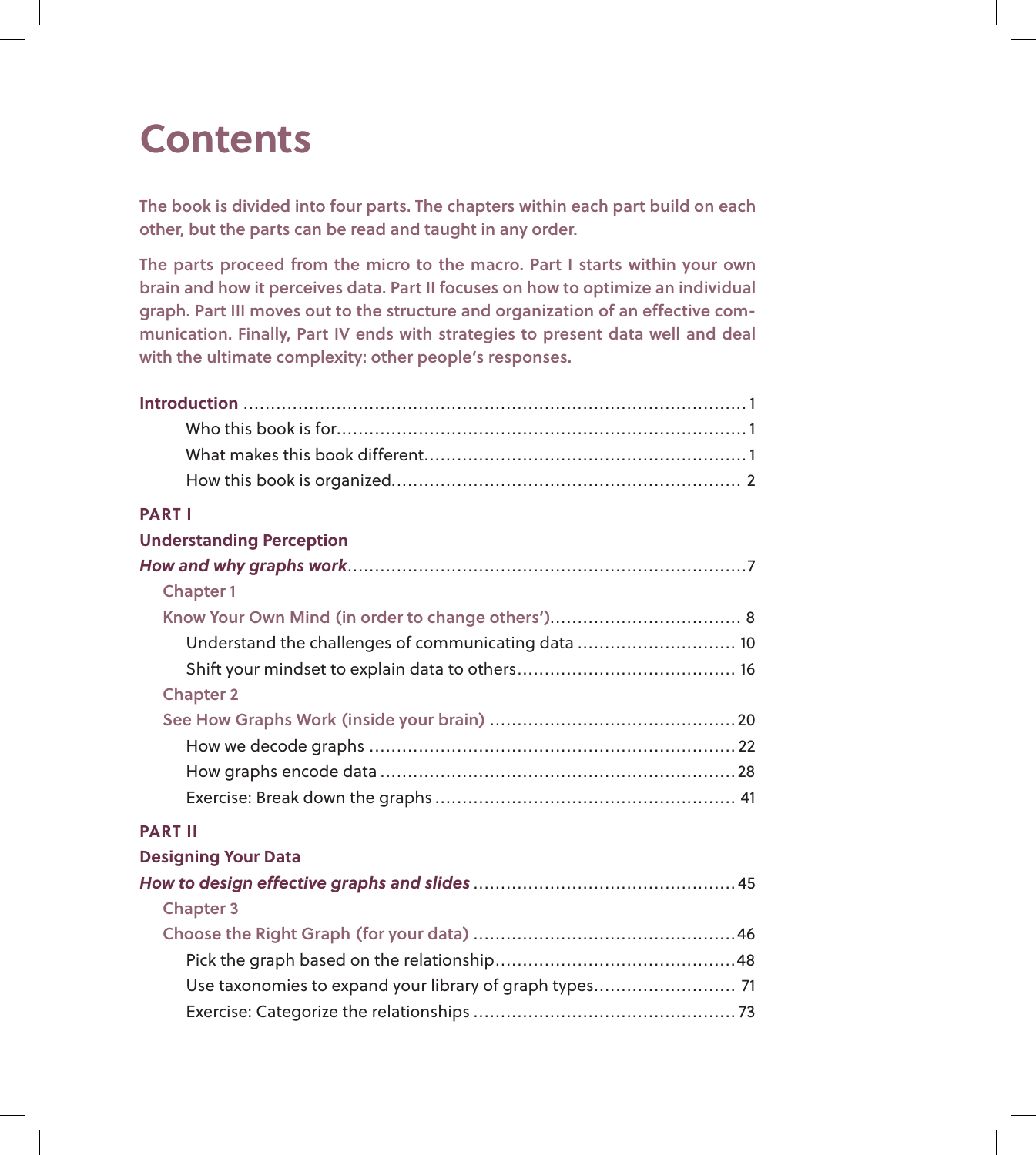# Contents

**The book is divided into four parts. The chapters within each part build on each other, but the parts can be read and taught in any order.**

**The parts proceed from the micro to the macro. Part I starts within your own brain and how it perceives data. Part II focuses on how to optimize an individual graph. Part III moves out to the structure and organization of an effective communication. Finally, Part IV ends with strategies to present data well and deal with the ultimate complexity: other people's responses.**

**Introduction** ........................................................................................ 1

- Who this book is for.......................................................................... 1
- What makes this book different.......................................................... 1
- How this book is organized................................................................ 2

**PART I**

**Understanding Perception**

***How and why graphs work***........................................................................7

Chapter 1

Know Your Own Mind (in order to change others')................................... 8

- Understand the challenges of communicating data ............................. 10
- Shift your mindset to explain data to others....................................... 16

Chapter 2

See How Graphs Work (inside your brain) ............................................20

- How we decode graphs .................................................................. 22
- How graphs encode data ................................................................ 28
- Exercise: Break down the graphs ...................................................... 41

**PART II**

**Designing Your Data**

***How to design effective graphs and slides*** ............................................... 45

Chapter 3

Choose the Right Graph (for your data) ...............................................46

- Pick the graph based on the relationship........................................... 48
- Use taxonomies to expand your library of graph types......................... 71
- Exercise: Categorize the relationships ............................................... 73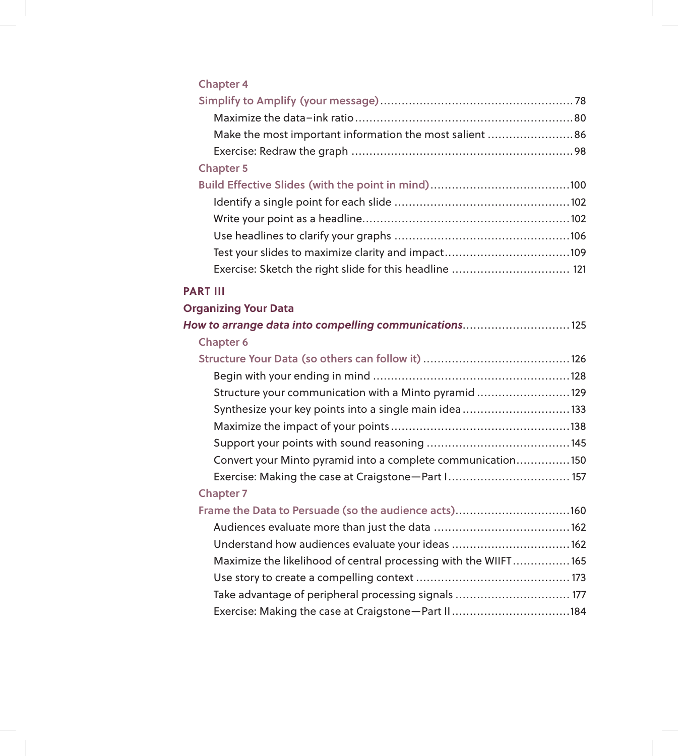Chapter 4

Simplify to Amplify (your message) ..... 78

- Maximize the data–ink ratio ..... 80
- Make the most important information the most salient ..... 86
- Exercise: Redraw the graph ..... 98

Chapter 5

Build Effective Slides (with the point in mind) ..... 100

- Identify a single point for each slide ..... 102
- Write your point as a headline ..... 102
- Use headlines to clarify your graphs ..... 106
- Test your slides to maximize clarity and impact ..... 109
- Exercise: Sketch the right slide for this headline ..... 121

**PART III**

**Organizing Your Data**

***How to arrange data into compelling communications*** ..... 125

Chapter 6

Structure Your Data (so others can follow it) ..... 126

- Begin with your ending in mind ..... 128
- Structure your communication with a Minto pyramid ..... 129
- Synthesize your key points into a single main idea ..... 133
- Maximize the impact of your points ..... 138
- Support your points with sound reasoning ..... 145
- Convert your Minto pyramid into a complete communication ..... 150
- Exercise: Making the case at Craigstone—Part I ..... 157

Chapter 7

Frame the Data to Persuade (so the audience acts) ..... 160

- Audiences evaluate more than just the data ..... 162
- Understand how audiences evaluate your ideas ..... 162
- Maximize the likelihood of central processing with the WIIFT ..... 165
- Use story to create a compelling context ..... 173
- Take advantage of peripheral processing signals ..... 177
- Exercise: Making the case at Craigstone—Part II ..... 184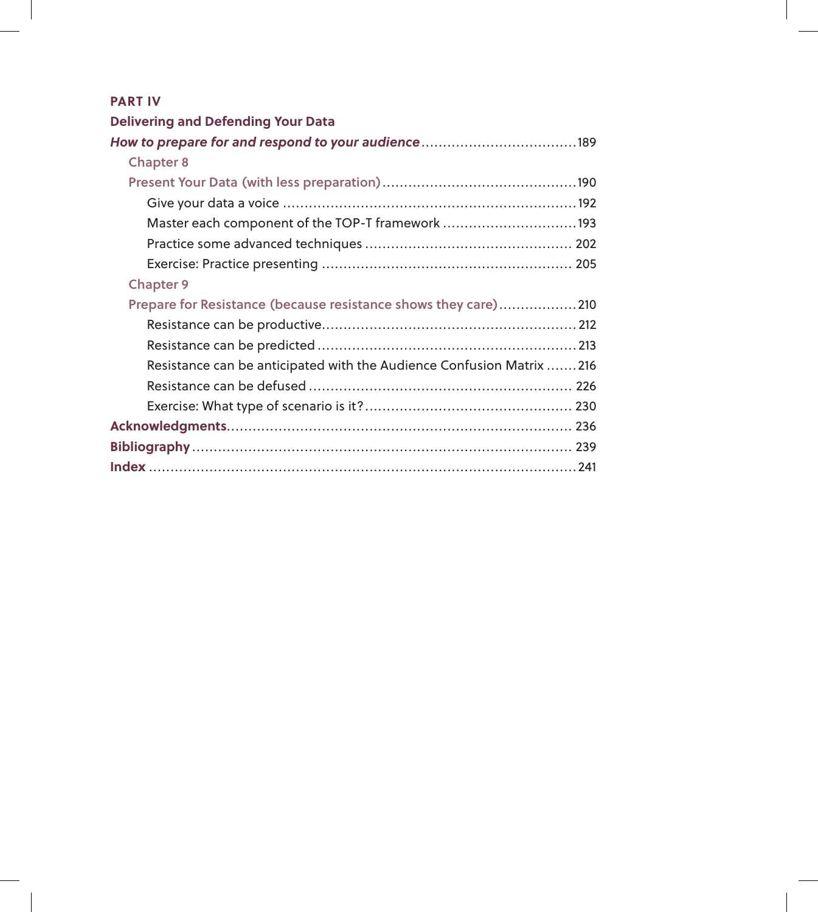**PART IV**

**Delivering and Defending Your Data**

***How to prepare for and respond to your audience*** .................................... 189

Chapter 8

Present Your Data (with less preparation) ............................................ 190

- Give your data a voice .................................................................... 192
- Master each component of the TOP-T framework ............................... 193
- Practice some advanced techniques ................................................ 202
- Exercise: Practice presenting .......................................................... 205

Chapter 9

Prepare for Resistance (because resistance shows they care) .................. 210

- Resistance can be productive........................................................... 212
- Resistance can be predicted ............................................................ 213
- Resistance can be anticipated with the Audience Confusion Matrix ....... 216
- Resistance can be defused ............................................................. 226
- Exercise: What type of scenario is it? ................................................ 230

**Acknowledgments**................................................................................ 236

**Bibliography** ........................................................................................ 239

**Index** ..................................................................................................... 241